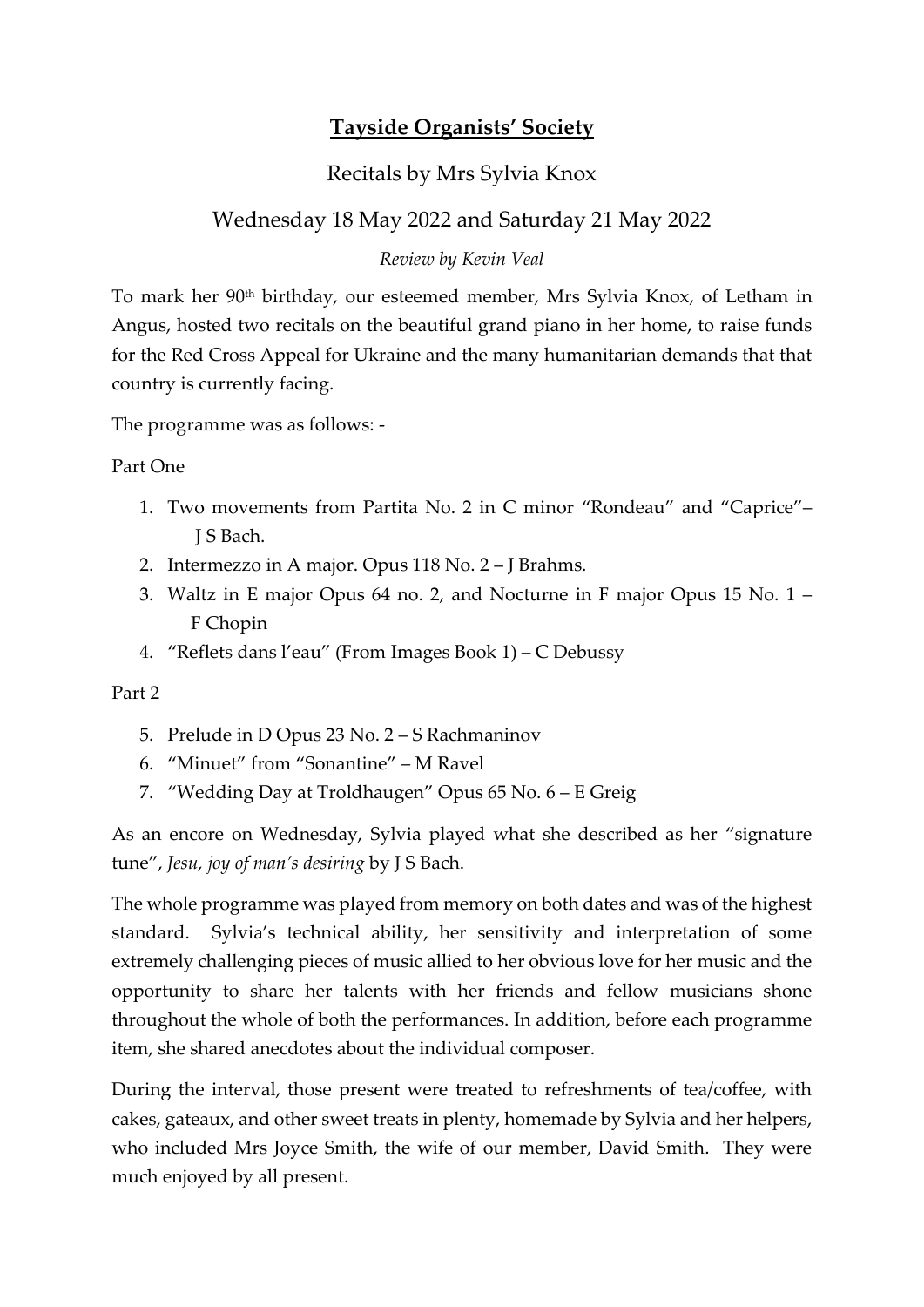# **Tayside Organists' Society**

## Recitals by Mrs Sylvia Knox

## Wednesday 18 May 2022 and Saturday 21 May 2022

*Review by Kevin Veal*

To mark her 90th birthday, our esteemed member, Mrs Sylvia Knox, of Letham in Angus, hosted two recitals on the beautiful grand piano in her home, to raise funds for the Red Cross Appeal for Ukraine and the many humanitarian demands that that country is currently facing.

The programme was as follows: -

Part One

1. Two movements from Partita No. 2 in C minor "Rondeau" and "Caprice"– J S Bach.
2. Intermezzo in A major. Opus 118 No. 2 – J Brahms.
3. Waltz in E major Opus 64 no. 2, and Nocturne in F major Opus 15 No. 1 – F Chopin
4. "Reflets dans l'eau" (From Images Book 1) – C Debussy

Part 2

5. Prelude in D Opus 23 No. 2 – S Rachmaninov
6. "Minuet" from "Sonantine" – M Ravel
7. "Wedding Day at Troldhaugen" Opus 65 No. 6 – E Greig

As an encore on Wednesday, Sylvia played what she described as her "signature tune", *Jesu, joy of man's desiring* by J S Bach.

The whole programme was played from memory on both dates and was of the highest standard. Sylvia's technical ability, her sensitivity and interpretation of some extremely challenging pieces of music allied to her obvious love for her music and the opportunity to share her talents with her friends and fellow musicians shone throughout the whole of both the performances. In addition, before each programme item, she shared anecdotes about the individual composer.

During the interval, those present were treated to refreshments of tea/coffee, with cakes, gateaux, and other sweet treats in plenty, homemade by Sylvia and her helpers, who included Mrs Joyce Smith, the wife of our member, David Smith. They were much enjoyed by all present.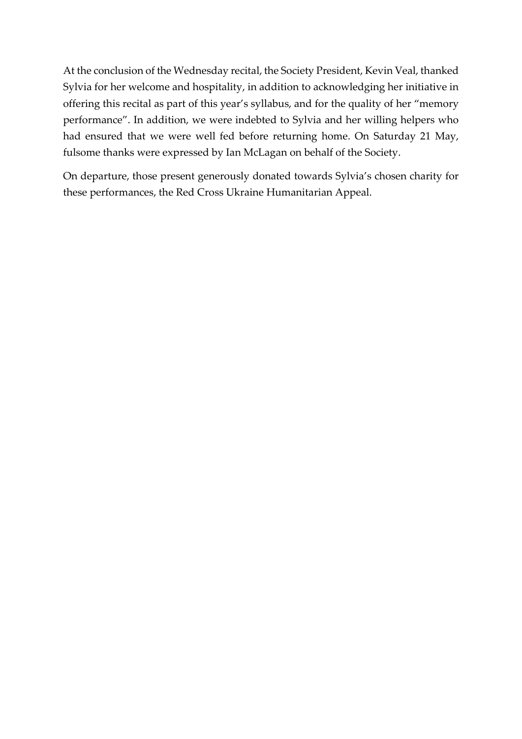At the conclusion of the Wednesday recital, the Society President, Kevin Veal, thanked Sylvia for her welcome and hospitality, in addition to acknowledging her initiative in offering this recital as part of this year's syllabus, and for the quality of her "memory performance". In addition, we were indebted to Sylvia and her willing helpers who had ensured that we were well fed before returning home. On Saturday 21 May, fulsome thanks were expressed by Ian McLagan on behalf of the Society.

On departure, those present generously donated towards Sylvia's chosen charity for these performances, the Red Cross Ukraine Humanitarian Appeal.